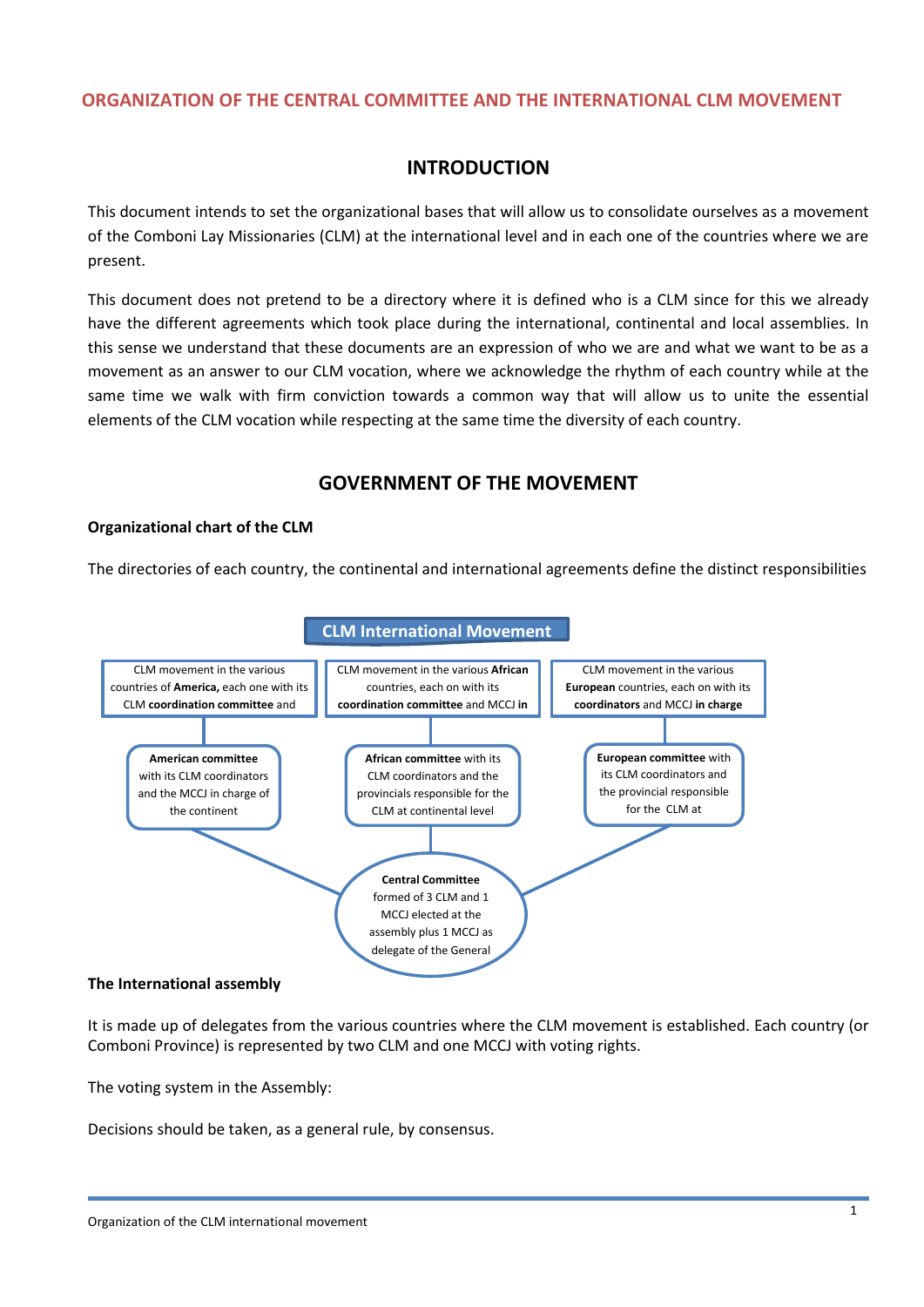## ORGANIZATION OF THE CENTRAL COMMITTEE AND THE INTERNATIONAL CLM MOVEMENT

# INTRODUCTION

This document intends to set the organizational bases that will allow us to consolidate ourselves as a movement of the Comboni Lay Missionaries (CLM) at the international level and in each one of the countries where we are present.

This document does not pretend to be a directory where it is defined who is a CLM since for this we already have the different agreements which took place during the international, continental and local assemblies. In this sense we understand that these documents are an expression of who we are and what we want to be as a movement as an answer to our CLM vocation, where we acknowledge the rhythm of each country while at the same time we walk with firm conviction towards a common way that will allow us to unite the essential elements of the CLM vocation while respecting at the same time the diversity of each country.

# GOVERNMENT OF THE MOVEMENT

**Organizational chart of the CLM**

The directories of each country, the continental and international agreements define the distinct responsibilities

**CLM International Movement**

CLM movement in the various countries of **America,** each one with its CLM **coordination committee** and

CLM movement in the various **African** countries, each on with its **coordination committee** and MCCJ **in**

CLM movement in the various **European** countries, each on with its **coordinators** and MCCJ **in charge**

**American committee** with its CLM coordinators and the MCCJ in charge of the continent

**African committee** with its CLM coordinators and the provincials responsible for the CLM at continental level

**European committee** with its CLM coordinators and the provincial responsible for the CLM at

**Central Committee** formed of 3 CLM and 1 MCCJ elected at the assembly plus 1 MCCJ as delegate of the General

**The International assembly**

It is made up of delegates from the various countries where the CLM movement is established. Each country (or Comboni Province) is represented by two CLM and one MCCJ with voting rights.

The voting system in the Assembly:

Decisions should be taken, as a general rule, by consensus.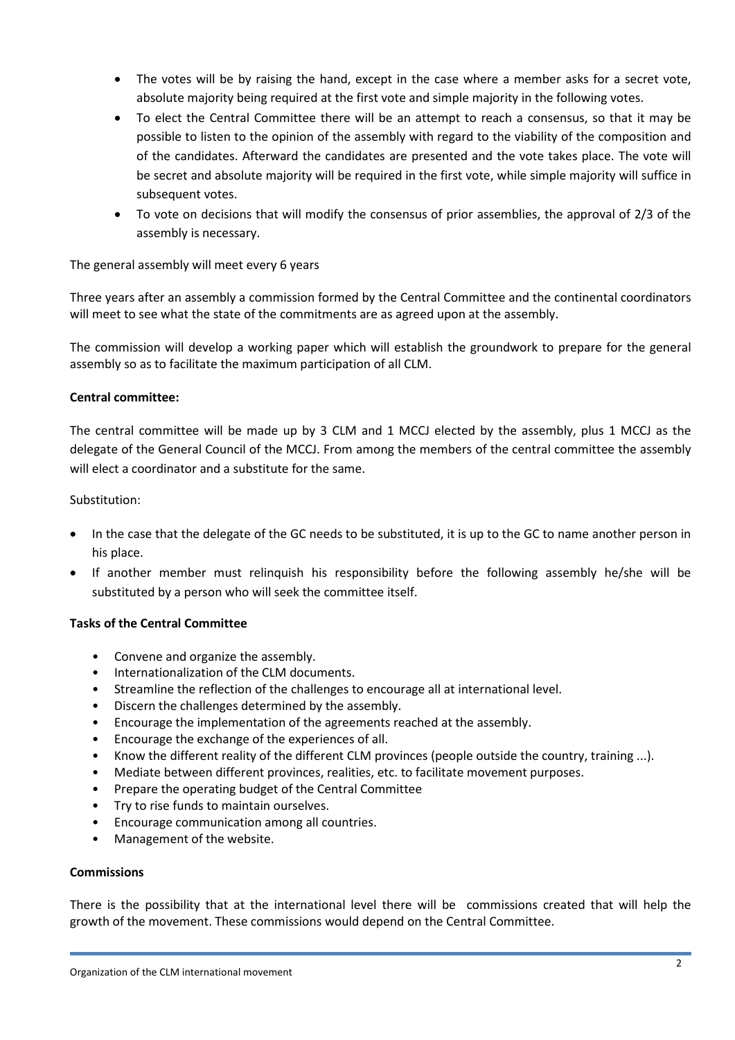- The votes will be by raising the hand, except in the case where a member asks for a secret vote, absolute majority being required at the first vote and simple majority in the following votes.
- To elect the Central Committee there will be an attempt to reach a consensus, so that it may be possible to listen to the opinion of the assembly with regard to the viability of the composition and of the candidates. Afterward the candidates are presented and the vote takes place. The vote will be secret and absolute majority will be required in the first vote, while simple majority will suffice in subsequent votes.
- To vote on decisions that will modify the consensus of prior assemblies, the approval of 2/3 of the assembly is necessary.

The general assembly will meet every 6 years

Three years after an assembly a commission formed by the Central Committee and the continental coordinators will meet to see what the state of the commitments are as agreed upon at the assembly.

The commission will develop a working paper which will establish the groundwork to prepare for the general assembly so as to facilitate the maximum participation of all CLM.

**Central committee:**

The central committee will be made up by 3 CLM and 1 MCCJ elected by the assembly, plus 1 MCCJ as the delegate of the General Council of the MCCJ. From among the members of the central committee the assembly will elect a coordinator and a substitute for the same.

Substitution:

- In the case that the delegate of the GC needs to be substituted, it is up to the GC to name another person in his place.
- If another member must relinquish his responsibility before the following assembly he/she will be substituted by a person who will seek the committee itself.

**Tasks of the Central Committee**

- Convene and organize the assembly.
- Internationalization of the CLM documents.
- Streamline the reflection of the challenges to encourage all at international level.
- Discern the challenges determined by the assembly.
- Encourage the implementation of the agreements reached at the assembly.
- Encourage the exchange of the experiences of all.
- Know the different reality of the different CLM provinces (people outside the country, training ...).
- Mediate between different provinces, realities, etc. to facilitate movement purposes.
- Prepare the operating budget of the Central Committee
- Try to rise funds to maintain ourselves.
- Encourage communication among all countries.
- Management of the website.

**Commissions**

There is the possibility that at the international level there will be commissions created that will help the growth of the movement. These commissions would depend on the Central Committee.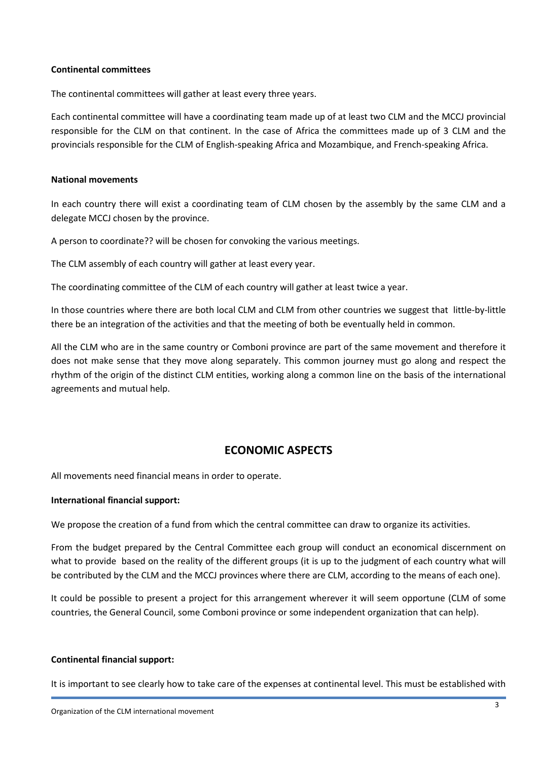**Continental committees**

The continental committees will gather at least every three years.

Each continental committee will have a coordinating team made up of at least two CLM and the MCCJ provincial responsible for the CLM on that continent. In the case of Africa the committees made up of 3 CLM and the provincials responsible for the CLM of English-speaking Africa and Mozambique, and French-speaking Africa.

**National movements**

In each country there will exist a coordinating team of CLM chosen by the assembly by the same CLM and a delegate MCCJ chosen by the province.

A person to coordinate?? will be chosen for convoking the various meetings.

The CLM assembly of each country will gather at least every year.

The coordinating committee of the CLM of each country will gather at least twice a year.

In those countries where there are both local CLM and CLM from other countries we suggest that little-by-little there be an integration of the activities and that the meeting of both be eventually held in common.

All the CLM who are in the same country or Comboni province are part of the same movement and therefore it does not make sense that they move along separately. This common journey must go along and respect the rhythm of the origin of the distinct CLM entities, working along a common line on the basis of the international agreements and mutual help.

## ECONOMIC ASPECTS

All movements need financial means in order to operate.

**International financial support:**

We propose the creation of a fund from which the central committee can draw to organize its activities.

From the budget prepared by the Central Committee each group will conduct an economical discernment on what to provide based on the reality of the different groups (it is up to the judgment of each country what will be contributed by the CLM and the MCCJ provinces where there are CLM, according to the means of each one).

It could be possible to present a project for this arrangement wherever it will seem opportune (CLM of some countries, the General Council, some Comboni province or some independent organization that can help).

**Continental financial support:**

It is important to see clearly how to take care of the expenses at continental level. This must be established with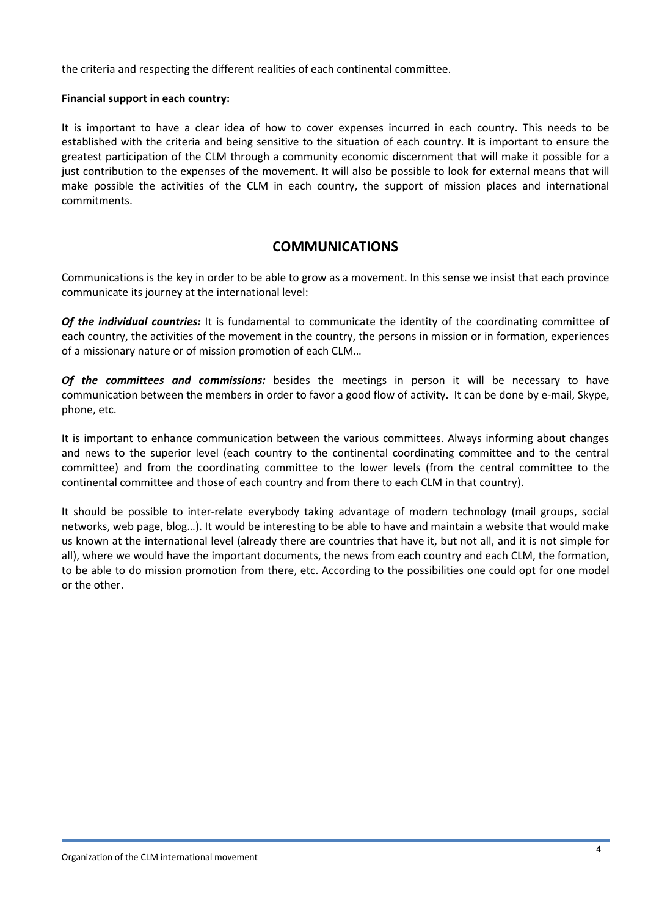the criteria and respecting the different realities of each continental committee.

**Financial support in each country:**

It is important to have a clear idea of how to cover expenses incurred in each country. This needs to be established with the criteria and being sensitive to the situation of each country. It is important to ensure the greatest participation of the CLM through a community economic discernment that will make it possible for a just contribution to the expenses of the movement. It will also be possible to look for external means that will make possible the activities of the CLM in each country, the support of mission places and international commitments.

## COMMUNICATIONS

Communications is the key in order to be able to grow as a movement. In this sense we insist that each province communicate its journey at the international level:

***Of the individual countries:*** It is fundamental to communicate the identity of the coordinating committee of each country, the activities of the movement in the country, the persons in mission or in formation, experiences of a missionary nature or of mission promotion of each CLM…

***Of the committees and commissions:*** besides the meetings in person it will be necessary to have communication between the members in order to favor a good flow of activity. It can be done by e-mail, Skype, phone, etc.

It is important to enhance communication between the various committees. Always informing about changes and news to the superior level (each country to the continental coordinating committee and to the central committee) and from the coordinating committee to the lower levels (from the central committee to the continental committee and those of each country and from there to each CLM in that country).

It should be possible to inter-relate everybody taking advantage of modern technology (mail groups, social networks, web page, blog…). It would be interesting to be able to have and maintain a website that would make us known at the international level (already there are countries that have it, but not all, and it is not simple for all), where we would have the important documents, the news from each country and each CLM, the formation, to be able to do mission promotion from there, etc. According to the possibilities one could opt for one model or the other.